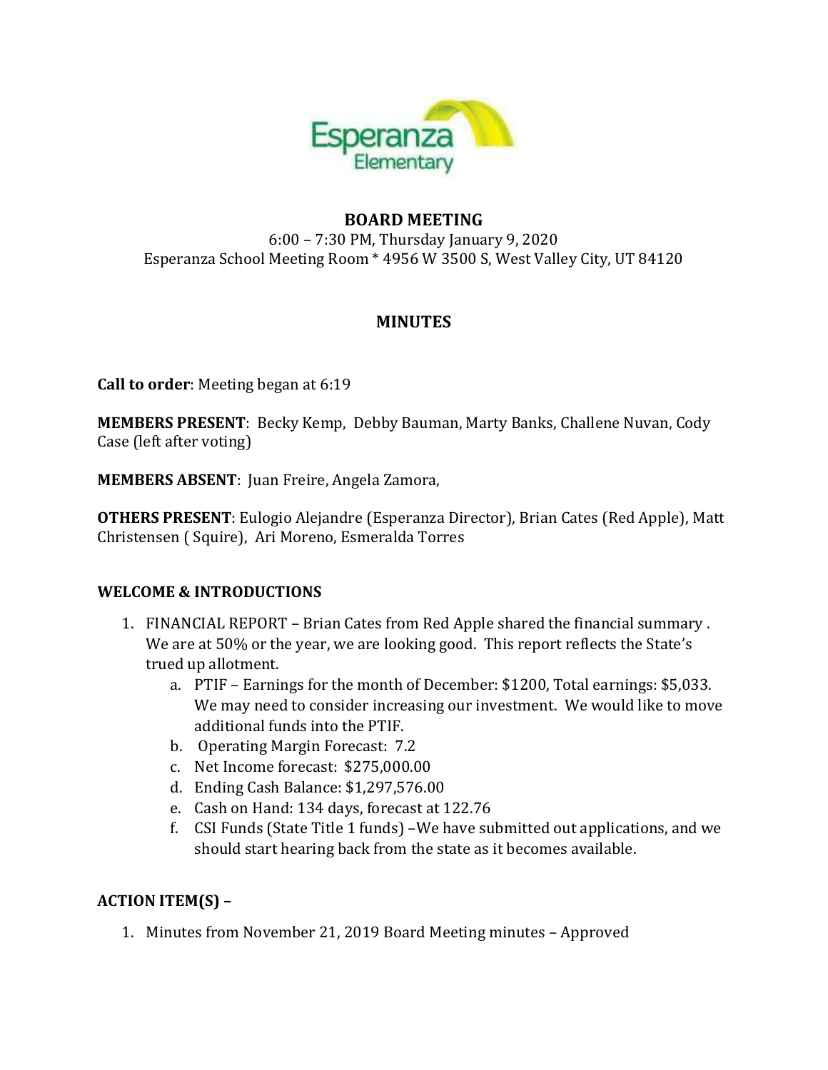# BOARD MEETING

6:00 – 7:30 PM, Thursday January 9, 2020

Esperanza School Meeting Room * 4956 W 3500 S, West Valley City, UT 84120

## MINUTES

**Call to order**: Meeting began at 6:19

**MEMBERS PRESENT**: Becky Kemp, Debby Bauman, Marty Banks, Challene Nuvan, Cody Case (left after voting)

**MEMBERS ABSENT**: Juan Freire, Angela Zamora,

**OTHERS PRESENT**: Eulogio Alejandre (Esperanza Director), Brian Cates (Red Apple), Matt Christensen ( Squire), Ari Moreno, Esmeralda Torres

### WELCOME & INTRODUCTIONS

1. FINANCIAL REPORT – Brian Cates from Red Apple shared the financial summary . We are at 50% or the year, we are looking good. This report reflects the State's trued up allotment.
    a. PTIF – Earnings for the month of December: $1200, Total earnings: $5,033. We may need to consider increasing our investment. We would like to move additional funds into the PTIF.
    b. Operating Margin Forecast: 7.2
    c. Net Income forecast: $275,000.00
    d. Ending Cash Balance: $1,297,576.00
    e. Cash on Hand: 134 days, forecast at 122.76
    f. CSI Funds (State Title 1 funds) –We have submitted out applications, and we should start hearing back from the state as it becomes available.

### ACTION ITEM(S) –

1. Minutes from November 21, 2019 Board Meeting minutes – Approved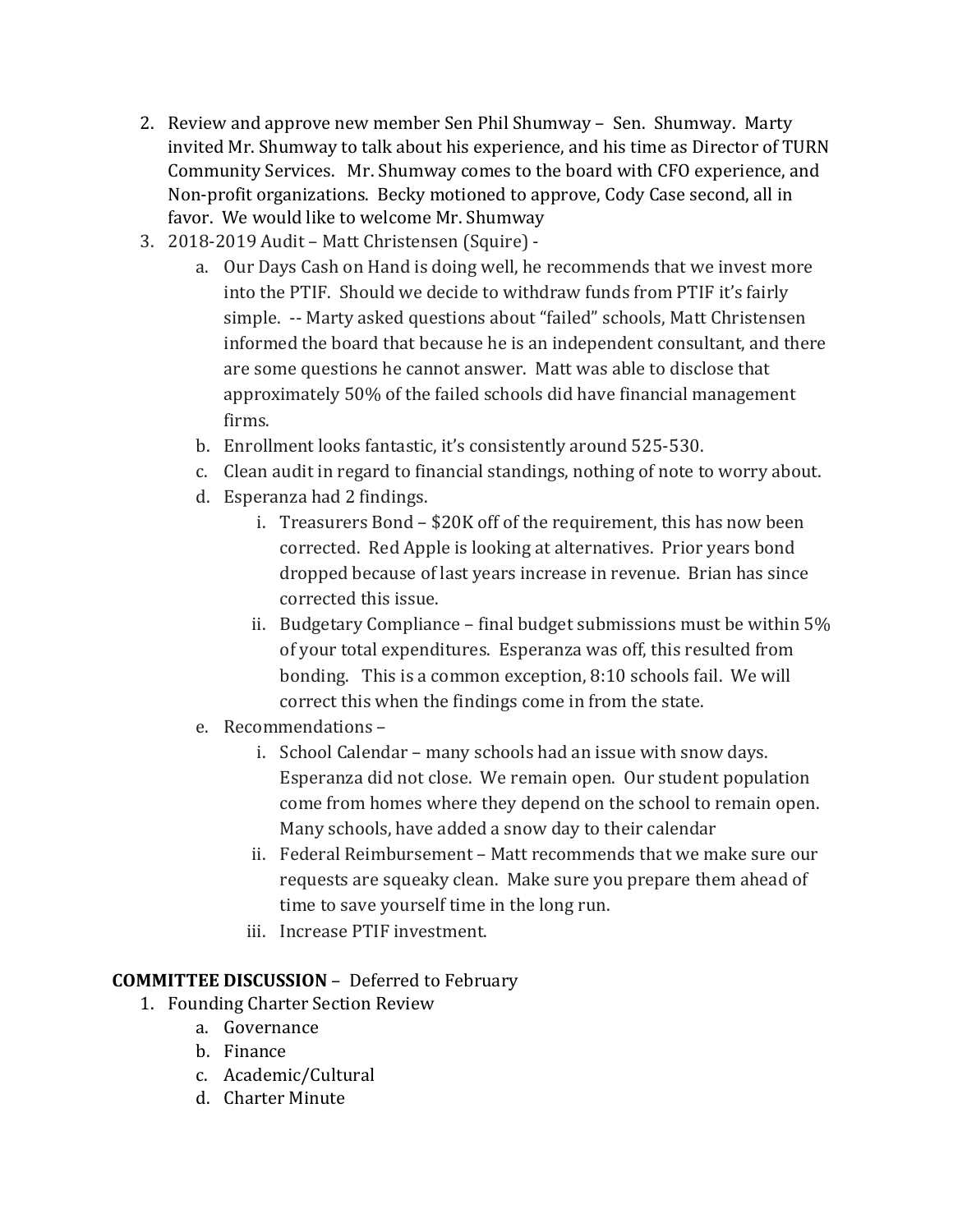2. Review and approve new member Sen Phil Shumway – Sen. Shumway. Marty invited Mr. Shumway to talk about his experience, and his time as Director of TURN Community Services. Mr. Shumway comes to the board with CFO experience, and Non-profit organizations. Becky motioned to approve, Cody Case second, all in favor. We would like to welcome Mr. Shumway
3. 2018-2019 Audit – Matt Christensen (Squire) -
   a. Our Days Cash on Hand is doing well, he recommends that we invest more into the PTIF. Should we decide to withdraw funds from PTIF it's fairly simple. -- Marty asked questions about "failed" schools, Matt Christensen informed the board that because he is an independent consultant, and there are some questions he cannot answer. Matt was able to disclose that approximately 50% of the failed schools did have financial management firms.
   b. Enrollment looks fantastic, it's consistently around 525-530.
   c. Clean audit in regard to financial standings, nothing of note to worry about.
   d. Esperanza had 2 findings.
      i. Treasurers Bond – $20K off of the requirement, this has now been corrected. Red Apple is looking at alternatives. Prior years bond dropped because of last years increase in revenue. Brian has since corrected this issue.
      ii. Budgetary Compliance – final budget submissions must be within 5% of your total expenditures. Esperanza was off, this resulted from bonding. This is a common exception, 8:10 schools fail. We will correct this when the findings come in from the state.
   e. Recommendations –
      i. School Calendar – many schools had an issue with snow days. Esperanza did not close. We remain open. Our student population come from homes where they depend on the school to remain open. Many schools, have added a snow day to their calendar
      ii. Federal Reimbursement – Matt recommends that we make sure our requests are squeaky clean. Make sure you prepare them ahead of time to save yourself time in the long run.
      iii. Increase PTIF investment.

**COMMITTEE DISCUSSION** – Deferred to February

1. Founding Charter Section Review
   a. Governance
   b. Finance
   c. Academic/Cultural
   d. Charter Minute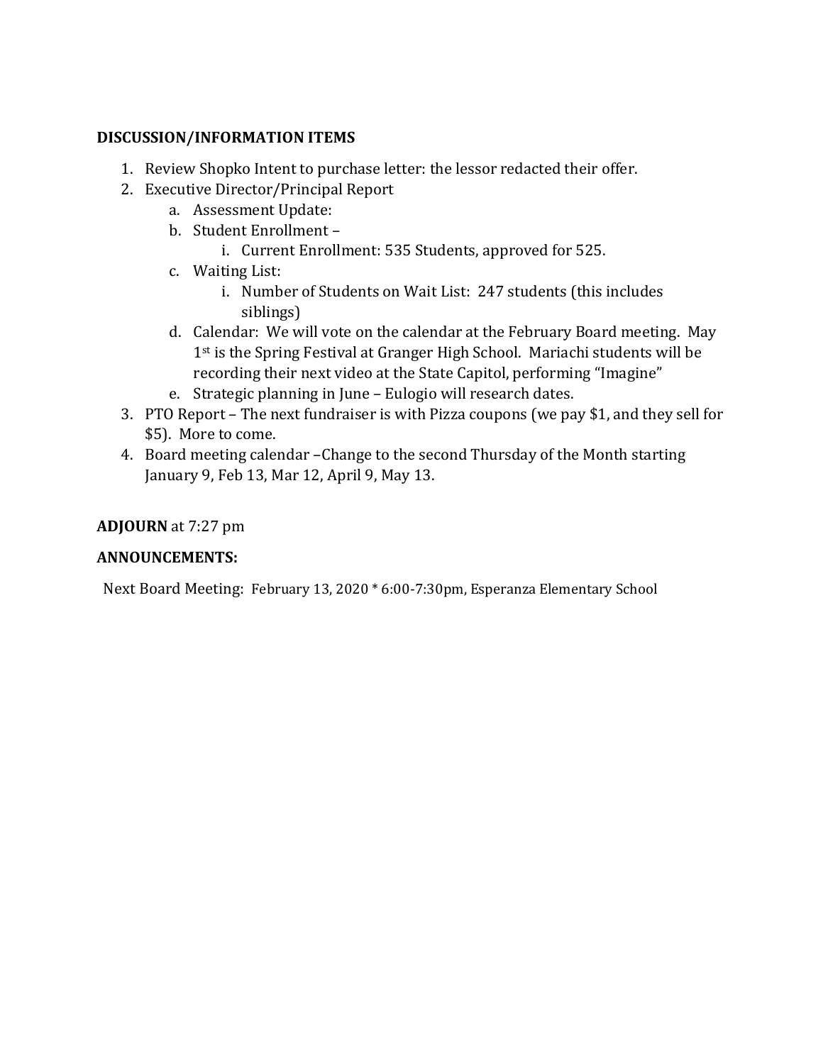**DISCUSSION/INFORMATION ITEMS**

1. Review Shopko Intent to purchase letter: the lessor redacted their offer.
2. Executive Director/Principal Report
   a. Assessment Update:
   b. Student Enrollment –
      i. Current Enrollment: 535 Students, approved for 525.
   c. Waiting List:
      i. Number of Students on Wait List: 247 students (this includes siblings)
   d. Calendar: We will vote on the calendar at the February Board meeting. May 1st is the Spring Festival at Granger High School. Mariachi students will be recording their next video at the State Capitol, performing "Imagine"
   e. Strategic planning in June – Eulogio will research dates.
3. PTO Report – The next fundraiser is with Pizza coupons (we pay $1, and they sell for $5). More to come.
4. Board meeting calendar –Change to the second Thursday of the Month starting January 9, Feb 13, Mar 12, April 9, May 13.

**ADJOURN** at 7:27 pm

**ANNOUNCEMENTS:**

Next Board Meeting: February 13, 2020 * 6:00-7:30pm, Esperanza Elementary School